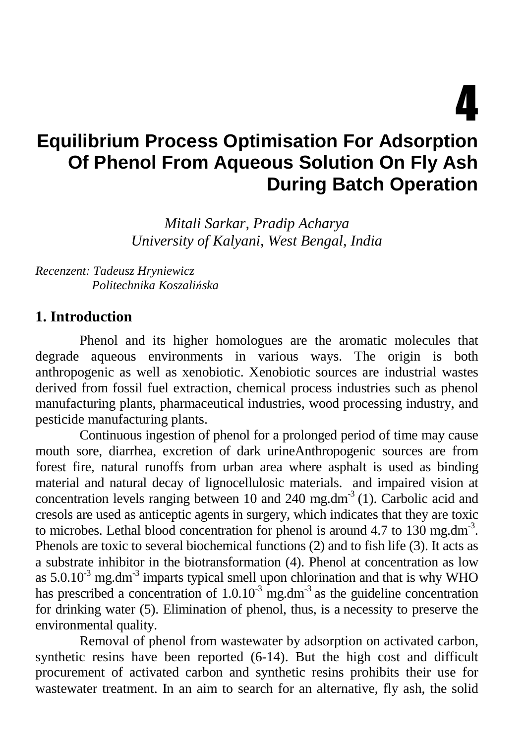# 4

# Equilibrium Process Optimisation For Adsorption Of Phenol From Aqueous Solution On Fly Ash During Batch Operation

*Mitali Sarkar, Pradip Acharya*
*University of Kalyani, West Bengal, India*

*Recenzent: Tadeusz Hryniewicz*
*Politechnika Koszalińska*

## 1. Introduction

Phenol and its higher homologues are the aromatic molecules that degrade aqueous environments in various ways. The origin is both anthropogenic as well as xenobiotic. Xenobiotic sources are industrial wastes derived from fossil fuel extraction, chemical process industries such as phenol manufacturing plants, pharmaceutical industries, wood processing industry, and pesticide manufacturing plants.

Continuous ingestion of phenol for a prolonged period of time may cause mouth sore, diarrhea, excretion of dark urineAnthropogenic sources are from forest fire, natural runoffs from urban area where asphalt is used as binding material and natural decay of lignocellulosic materials. and impaired vision at concentration levels ranging between 10 and 240 $mg.dm^{-3}$ (1). Carbolic acid and cresols are used as anticeptic agents in surgery, which indicates that they are toxic to microbes. Lethal blood concentration for phenol is around 4.7 to 130 $mg.dm^{-3}$. Phenols are toxic to several biochemical functions (2) and to fish life (3). It acts as a substrate inhibitor in the biotransformation (4). Phenol at concentration as low as $5.0.10^{-3}$ $mg.dm^{-3}$ imparts typical smell upon chlorination and that is why WHO has prescribed a concentration of $1.0.10^{-3}$ $mg.dm^{-3}$ as the guideline concentration for drinking water (5). Elimination of phenol, thus, is a necessity to preserve the environmental quality.

Removal of phenol from wastewater by adsorption on activated carbon, synthetic resins have been reported (6-14). But the high cost and difficult procurement of activated carbon and synthetic resins prohibits their use for wastewater treatment. In an aim to search for an alternative, fly ash, the solid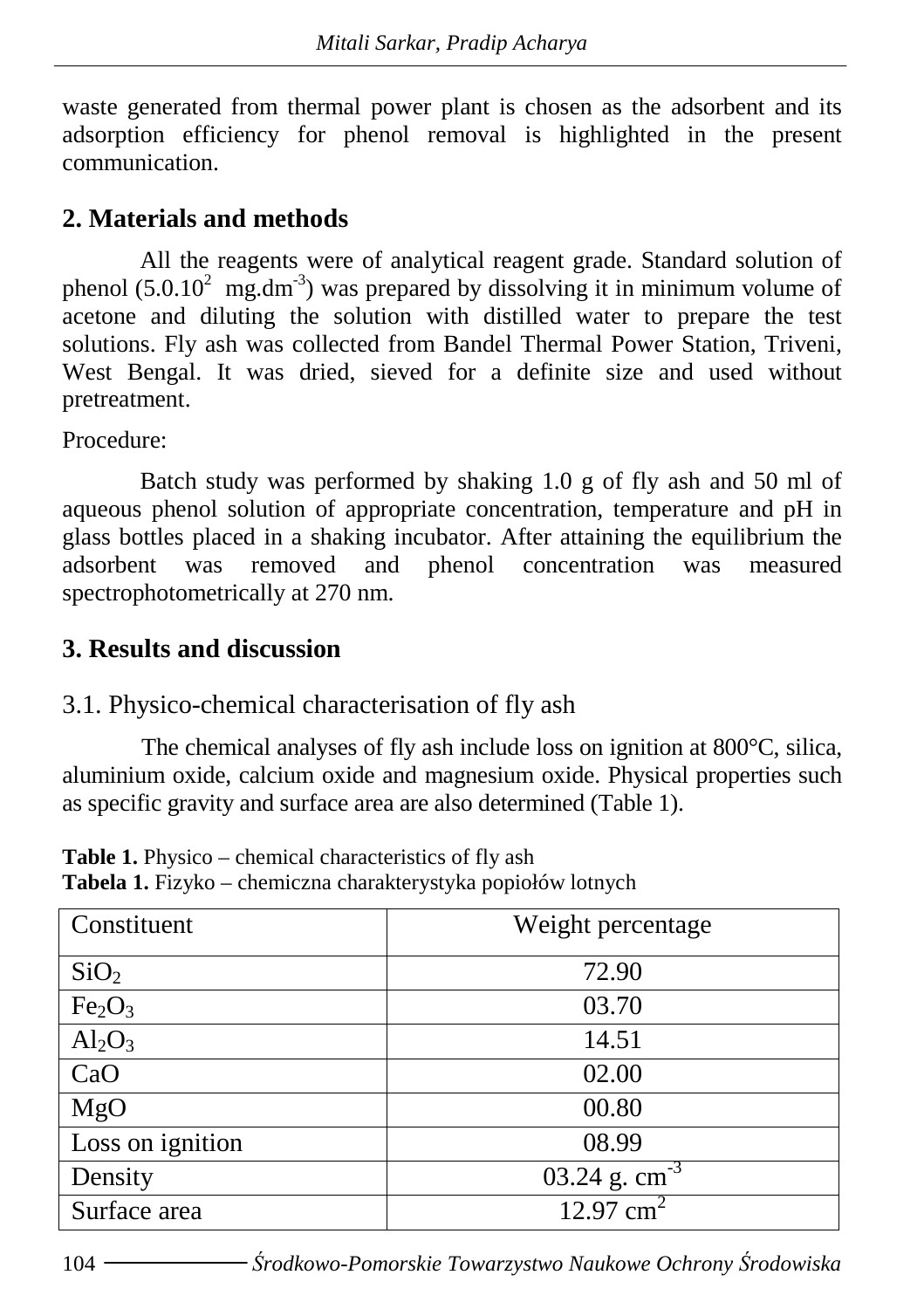waste generated from thermal power plant is chosen as the adsorbent and its adsorption efficiency for phenol removal is highlighted in the present communication.

## 2. Materials and methods

All the reagents were of analytical reagent grade. Standard solution of phenol ($5.0 \cdot 10^2$ mg.dm$^{-3}$) was prepared by dissolving it in minimum volume of acetone and diluting the solution with distilled water to prepare the test solutions. Fly ash was collected from Bandel Thermal Power Station, Triveni, West Bengal. It was dried, sieved for a definite size and used without pretreatment.

Procedure:

Batch study was performed by shaking 1.0 g of fly ash and 50 ml of aqueous phenol solution of appropriate concentration, temperature and pH in glass bottles placed in a shaking incubator. After attaining the equilibrium the adsorbent was removed and phenol concentration was measured spectrophotometrically at 270 nm.

## 3. Results and discussion

### 3.1. Physico-chemical characterisation of fly ash

The chemical analyses of fly ash include loss on ignition at 800°C, silica, aluminium oxide, calcium oxide and magnesium oxide. Physical properties such as specific gravity and surface area are also determined (Table 1).

**Table 1.** Physico – chemical characteristics of fly ash
**Tabela 1.** Fizyko – chemiczna charakterystyka popiołów lotnych

| Constituent | Weight percentage |
|---|---|
| $SiO_2$ | 72.90 |
| $Fe_2O_3$ | 03.70 |
| $Al_2O_3$ | 14.51 |
| CaO | 02.00 |
| MgO | 00.80 |
| Loss on ignition | 08.99 |
| Density | 03.24 g. cm$^{-3}$ |
| Surface area | 12.97 cm$^2$ |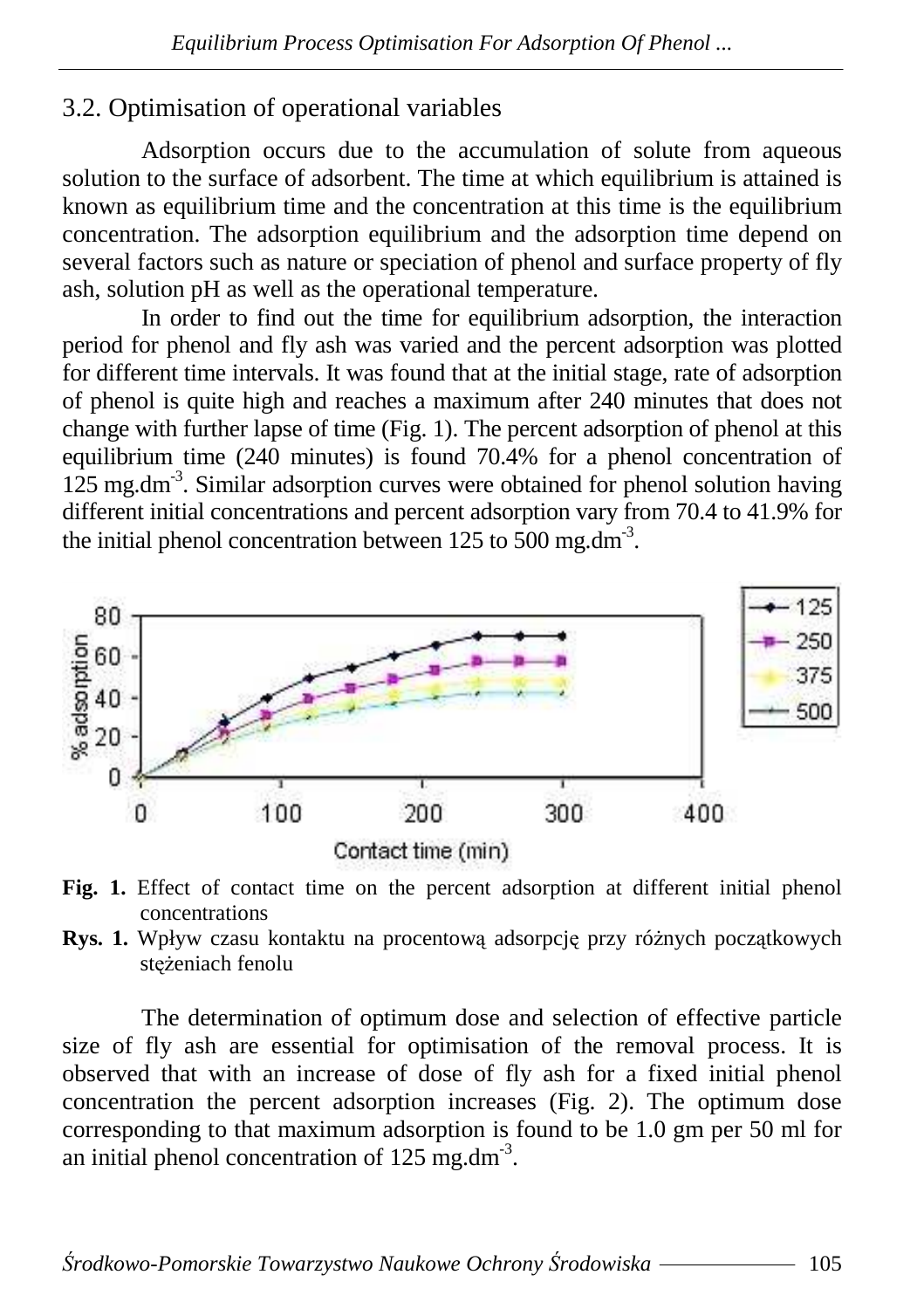## 3.2. Optimisation of operational variables

Adsorption occurs due to the accumulation of solute from aqueous solution to the surface of adsorbent. The time at which equilibrium is attained is known as equilibrium time and the concentration at this time is the equilibrium concentration. The adsorption equilibrium and the adsorption time depend on several factors such as nature or speciation of phenol and surface property of fly ash, solution pH as well as the operational temperature.

In order to find out the time for equilibrium adsorption, the interaction period for phenol and fly ash was varied and the percent adsorption was plotted for different time intervals. It was found that at the initial stage, rate of adsorption of phenol is quite high and reaches a maximum after 240 minutes that does not change with further lapse of time (Fig. 1). The percent adsorption of phenol at this equilibrium time (240 minutes) is found 70.4% for a phenol concentration of 125 mg.dm$^{-3}$. Similar adsorption curves were obtained for phenol solution having different initial concentrations and percent adsorption vary from 70.4 to 41.9% for the initial phenol concentration between 125 to 500 mg.dm$^{-3}$.

**Fig. 1.** Effect of contact time on the percent adsorption at different initial phenol concentrations

**Rys. 1.** Wpływ czasu kontaktu na procentową adsorpcję przy różnych początkowych stężeniach fenolu

The determination of optimum dose and selection of effective particle size of fly ash are essential for optimisation of the removal process. It is observed that with an increase of dose of fly ash for a fixed initial phenol concentration the percent adsorption increases (Fig. 2). The optimum dose corresponding to that maximum adsorption is found to be 1.0 gm per 50 ml for an initial phenol concentration of 125 mg.dm$^{-3}$.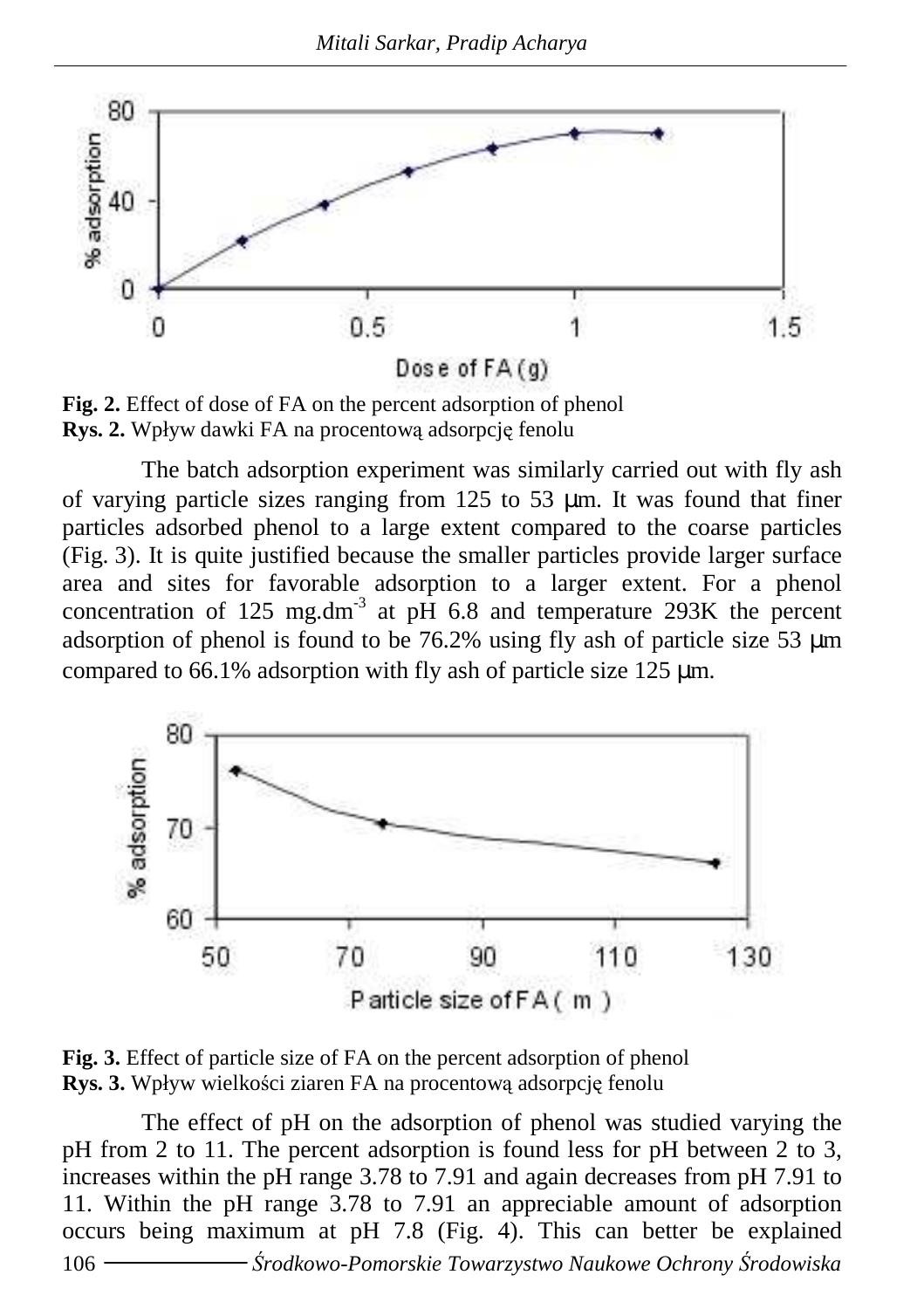**Fig. 2.** Effect of dose of FA on the percent adsorption of phenol
**Rys. 2.** Wpływ dawki FA na procentową adsorpcję fenolu

The batch adsorption experiment was similarly carried out with fly ash of varying particle sizes ranging from 125 to 53 μm. It was found that finer particles adsorbed phenol to a large extent compared to the coarse particles (Fig. 3). It is quite justified because the smaller particles provide larger surface area and sites for favorable adsorption to a larger extent. For a phenol concentration of 125 $mg.dm^{-3}$ at pH 6.8 and temperature 293K the percent adsorption of phenol is found to be 76.2% using fly ash of particle size 53 μm compared to 66.1% adsorption with fly ash of particle size 125 μm.

**Fig. 3.** Effect of particle size of FA on the percent adsorption of phenol
**Rys. 3.** Wpływ wielkości ziaren FA na procentową adsorpcję fenolu

The effect of pH on the adsorption of phenol was studied varying the pH from 2 to 11. The percent adsorption is found less for pH between 2 to 3, increases within the pH range 3.78 to 7.91 and again decreases from pH 7.91 to 11. Within the pH range 3.78 to 7.91 an appreciable amount of adsorption occurs being maximum at pH 7.8 (Fig. 4). This can better be explained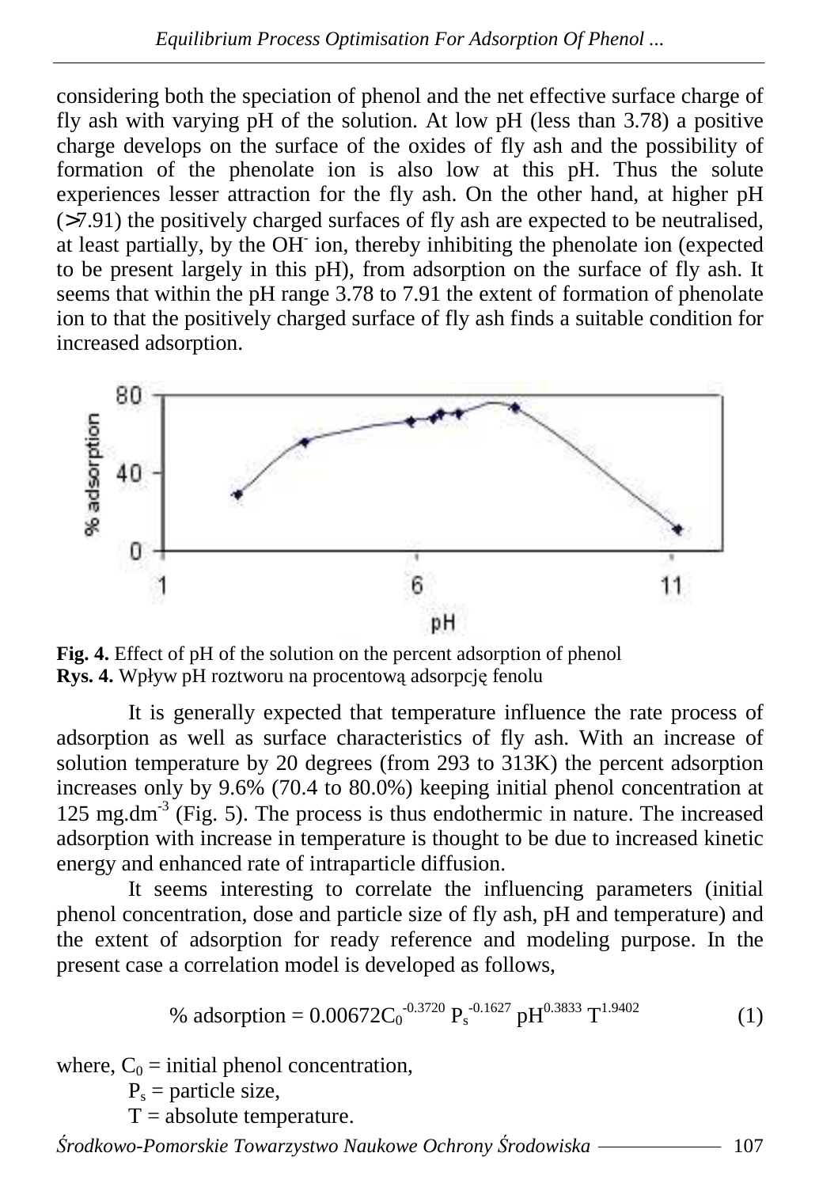considering both the speciation of phenol and the net effective surface charge of fly ash with varying pH of the solution. At low pH (less than 3.78) a positive charge develops on the surface of the oxides of fly ash and the possibility of formation of the phenolate ion is also low at this pH. Thus the solute experiences lesser attraction for the fly ash. On the other hand, at higher pH (>7.91) the positively charged surfaces of fly ash are expected to be neutralised, at least partially, by the $OH^-$ ion, thereby inhibiting the phenolate ion (expected to be present largely in this pH), from adsorption on the surface of fly ash. It seems that within the pH range 3.78 to 7.91 the extent of formation of phenolate ion to that the positively charged surface of fly ash finds a suitable condition for increased adsorption.

**Fig. 4.** Effect of pH of the solution on the percent adsorption of phenol
**Rys. 4.** Wpływ pH roztworu na procentową adsorpcję fenolu

It is generally expected that temperature influence the rate process of adsorption as well as surface characteristics of fly ash. With an increase of solution temperature by 20 degrees (from 293 to 313K) the percent adsorption increases only by 9.6% (70.4 to 80.0%) keeping initial phenol concentration at 125 $mg.dm^{-3}$ (Fig. 5). The process is thus endothermic in nature. The increased adsorption with increase in temperature is thought to be due to increased kinetic energy and enhanced rate of intraparticle diffusion.

It seems interesting to correlate the influencing parameters (initial phenol concentration, dose and particle size of fly ash, pH and temperature) and the extent of adsorption for ready reference and modeling purpose. In the present case a correlation model is developed as follows,

$$\%\ \text{adsorption} = 0.00672 C_0^{-0.3720}\, P_s^{-0.1627}\, pH^{0.3833}\, T^{1.9402} \tag{1}$$

where, $C_0$ = initial phenol concentration,
$P_s$ = particle size,
$T$ = absolute temperature.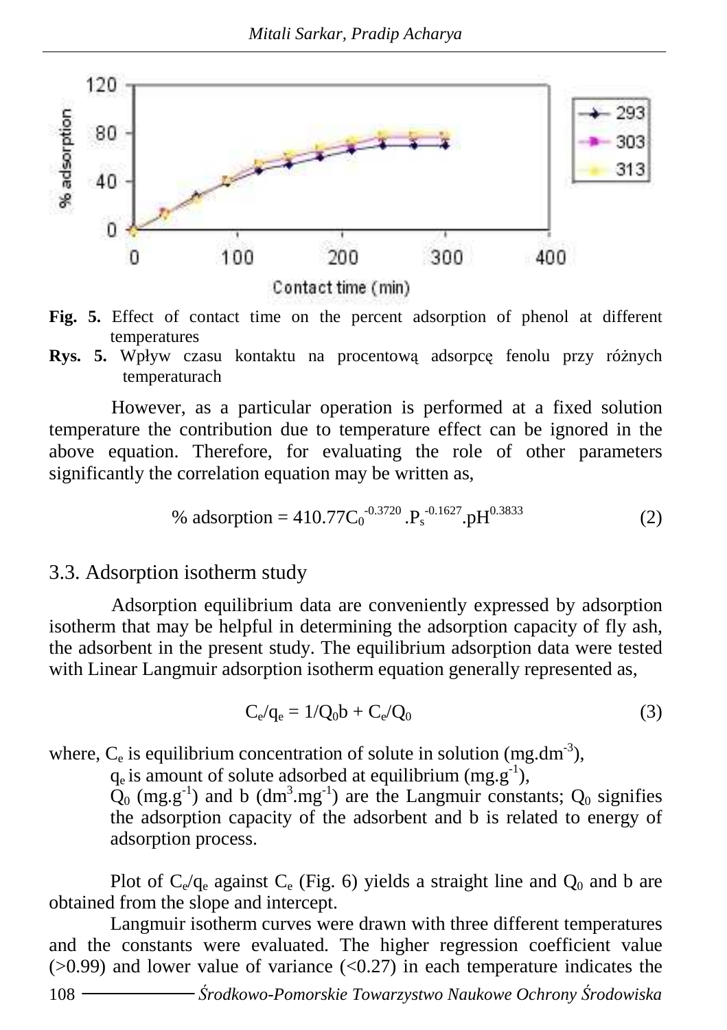**Fig. 5.** Effect of contact time on the percent adsorption of phenol at different temperatures

**Rys. 5.** Wpływ czasu kontaktu na procentową adsorpcję fenolu przy różnych temperaturach

However, as a particular operation is performed at a fixed solution temperature the contribution due to temperature effect can be ignored in the above equation. Therefore, for evaluating the role of other parameters significantly the correlation equation may be written as,

$$\% \text{ adsorption} = 410.77 C_0^{-0.3720} . P_s^{-0.1627} . pH^{0.3833} \tag{2}$$

## 3.3. Adsorption isotherm study

Adsorption equilibrium data are conveniently expressed by adsorption isotherm that may be helpful in determining the adsorption capacity of fly ash, the adsorbent in the present study. The equilibrium adsorption data were tested with Linear Langmuir adsorption isotherm equation generally represented as,

$$C_e/q_e = 1/Q_0 b + C_e/Q_0 \tag{3}$$

where, $C_e$ is equilibrium concentration of solute in solution ($mg.dm^{-3}$),

$q_e$ is amount of solute adsorbed at equilibrium ($mg.g^{-1}$),

$Q_0$ ($mg.g^{-1}$) and b ($dm^3.mg^{-1}$) are the Langmuir constants; $Q_0$ signifies the adsorption capacity of the adsorbent and b is related to energy of adsorption process.

Plot of $C_e/q_e$ against $C_e$ (Fig. 6) yields a straight line and $Q_0$ and b are obtained from the slope and intercept.

Langmuir isotherm curves were drawn with three different temperatures and the constants were evaluated. The higher regression coefficient value (>0.99) and lower value of variance (<0.27) in each temperature indicates the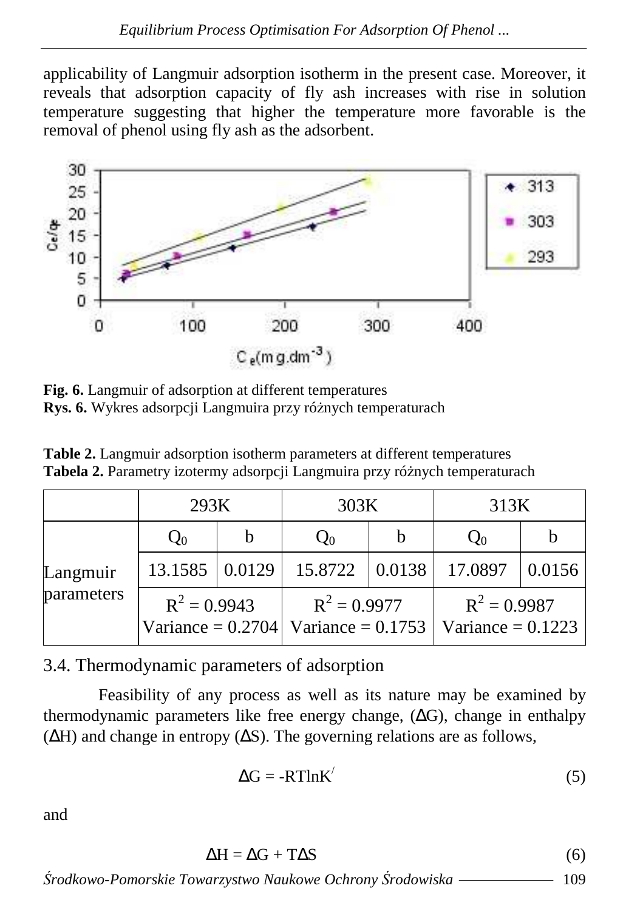applicability of Langmuir adsorption isotherm in the present case. Moreover, it reveals that adsorption capacity of fly ash increases with rise in solution temperature suggesting that higher the temperature more favorable is the removal of phenol using fly ash as the adsorbent.

**Fig. 6.** Langmuir of adsorption at different temperatures
**Rys. 6.** Wykres adsorpcji Langmuira przy różnych temperaturach

**Table 2.** Langmuir adsorption isotherm parameters at different temperatures
**Tabela 2.** Parametry izotermy adsorpcji Langmuira przy różnych temperaturach

| | 293K | | 303K | | 313K | |
|---|---|---|---|---|---|---|
| Langmuir parameters | $Q_0$ | b | $Q_0$ | b | $Q_0$ | b |
| | 13.1585 | 0.0129 | 15.8722 | 0.0138 | 17.0897 | 0.0156 |
| | $R^2 = 0.9943$ Variance = 0.2704 | | $R^2 = 0.9977$ Variance = 0.1753 | | $R^2 = 0.9987$ Variance = 0.1223 | |

## 3.4. Thermodynamic parameters of adsorption

Feasibility of any process as well as its nature may be examined by thermodynamic parameters like free energy change, (ΔG), change in enthalpy (ΔH) and change in entropy (ΔS). The governing relations are as follows,

$$\Delta G = -RT\ln K^{/} \tag{5}$$

and

$$\Delta H = \Delta G + T\Delta S \tag{6}$$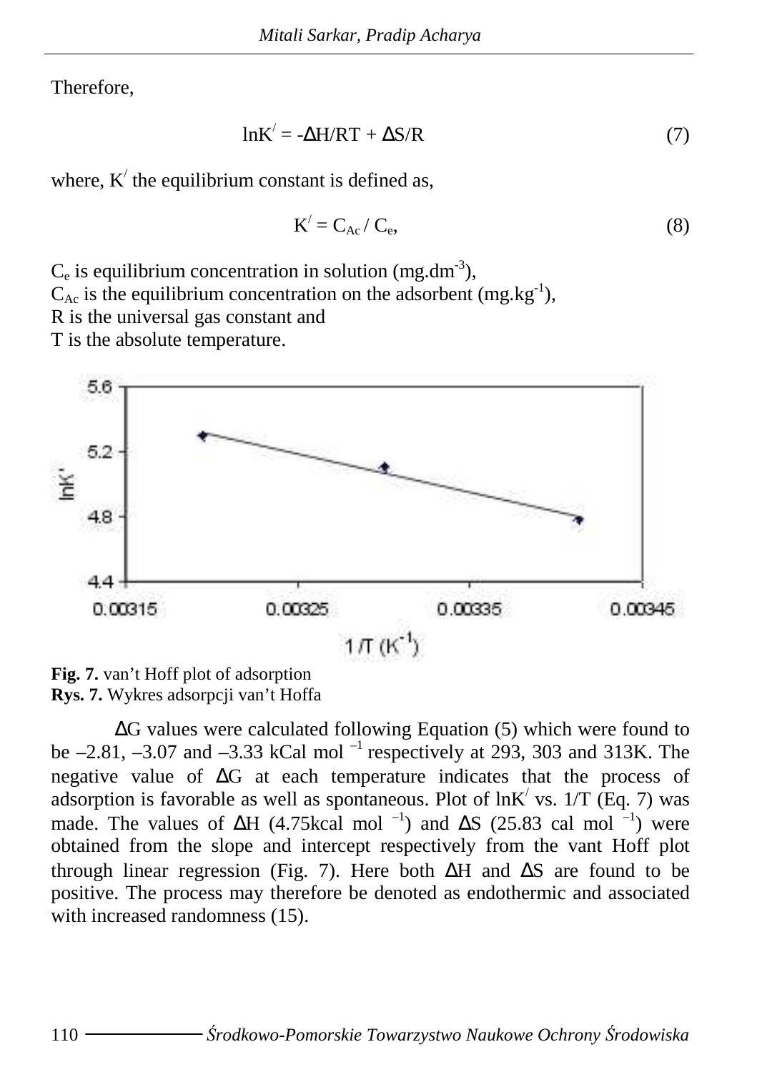Therefore,

$$\ln K' = -\Delta H/RT + \Delta S/R \tag{7}$$

where, $K'$ the equilibrium constant is defined as,

$$K' = C_{Ac} / C_e, \tag{8}$$

$C_e$ is equilibrium concentration in solution ($mg.dm^{-3}$),  
$C_{Ac}$ is the equilibrium concentration on the adsorbent ($mg.kg^{-1}$),  
R is the universal gas constant and  
T is the absolute temperature.

**Fig. 7.** van't Hoff plot of adsorption  
**Rys. 7.** Wykres adsorpcji van't Hoffa

$\Delta G$ values were calculated following Equation (5) which were found to be –2.81, –3.07 and –3.33 kCal mol $^{-1}$ respectively at 293, 303 and 313K. The negative value of $\Delta G$ at each temperature indicates that the process of adsorption is favorable as well as spontaneous. Plot of $\ln K'$ vs. 1/T (Eq. 7) was made. The values of $\Delta H$ (4.75kcal mol $^{-1}$) and $\Delta S$ (25.83 cal mol $^{-1}$) were obtained from the slope and intercept respectively from the vant Hoff plot through linear regression (Fig. 7). Here both $\Delta H$ and $\Delta S$ are found to be positive. The process may therefore be denoted as endothermic and associated with increased randomness (15).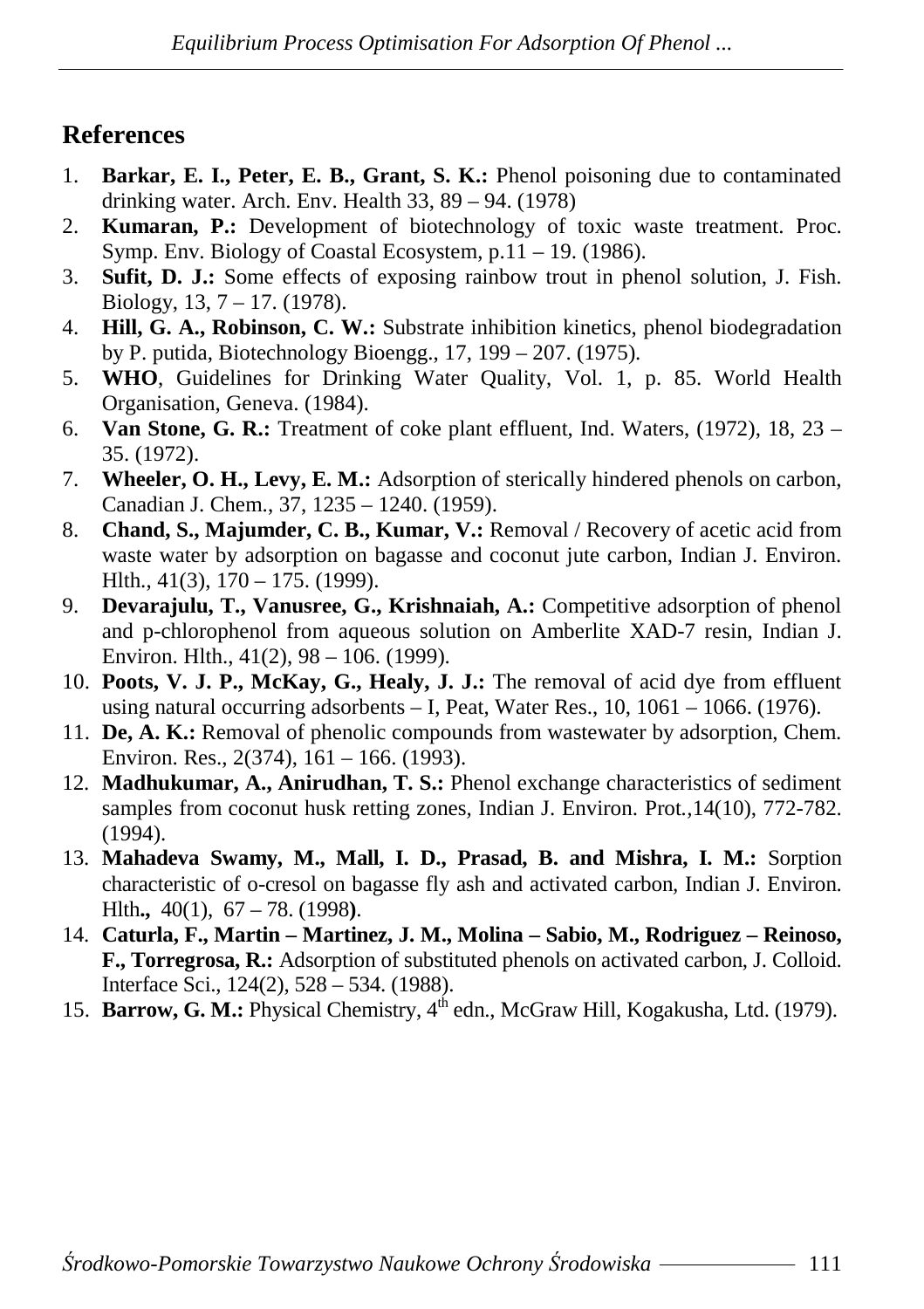## References

1. **Barkar, E. I., Peter, E. B., Grant, S. K.:** Phenol poisoning due to contaminated drinking water. Arch. Env. Health 33, 89 – 94. (1978)
2. **Kumaran, P.:** Development of biotechnology of toxic waste treatment. Proc. Symp. Env. Biology of Coastal Ecosystem, p.11 – 19. (1986).
3. **Sufit, D. J.:** Some effects of exposing rainbow trout in phenol solution, J. Fish. Biology, 13, 7 – 17. (1978).
4. **Hill, G. A., Robinson, C. W.:** Substrate inhibition kinetics, phenol biodegradation by P. putida, Biotechnology Bioengg., 17, 199 – 207. (1975).
5. **WHO**, Guidelines for Drinking Water Quality, Vol. 1, p. 85. World Health Organisation, Geneva. (1984).
6. **Van Stone, G. R.:** Treatment of coke plant effluent, Ind. Waters, (1972), 18, 23 – 35. (1972).
7. **Wheeler, O. H., Levy, E. M.:** Adsorption of sterically hindered phenols on carbon, Canadian J. Chem., 37, 1235 – 1240. (1959).
8. **Chand, S., Majumder, C. B., Kumar, V.:** Removal / Recovery of acetic acid from waste water by adsorption on bagasse and coconut jute carbon, Indian J. Environ. Hlth., 41(3), 170 – 175. (1999).
9. **Devarajulu, T., Vanusree, G., Krishnaiah, A.:** Competitive adsorption of phenol and p-chlorophenol from aqueous solution on Amberlite XAD-7 resin, Indian J. Environ. Hlth., 41(2), 98 – 106. (1999).
10. **Poots, V. J. P., McKay, G., Healy, J. J.:** The removal of acid dye from effluent using natural occurring adsorbents – I, Peat, Water Res., 10, 1061 – 1066. (1976).
11. **De, A. K.:** Removal of phenolic compounds from wastewater by adsorption, Chem. Environ. Res., 2(374), 161 – 166. (1993).
12. **Madhukumar, A., Anirudhan, T. S.:** Phenol exchange characteristics of sediment samples from coconut husk retting zones, Indian J. Environ. Prot.,14(10), 772-782. (1994).
13. **Mahadeva Swamy, M., Mall, I. D., Prasad, B. and Mishra, I. M.:** Sorption characteristic of o-cresol on bagasse fly ash and activated carbon, Indian J. Environ. Hlth**.,** 40(1), 67 – 78. (1998**)**.
14. **Caturla, F., Martin – Martinez, J. M., Molina – Sabio, M., Rodriguez – Reinoso, F., Torregrosa, R.:** Adsorption of substituted phenols on activated carbon, J. Colloid. Interface Sci., 124(2), 528 – 534. (1988).
15. **Barrow, G. M.:** Physical Chemistry, 4th edn., McGraw Hill, Kogakusha, Ltd. (1979).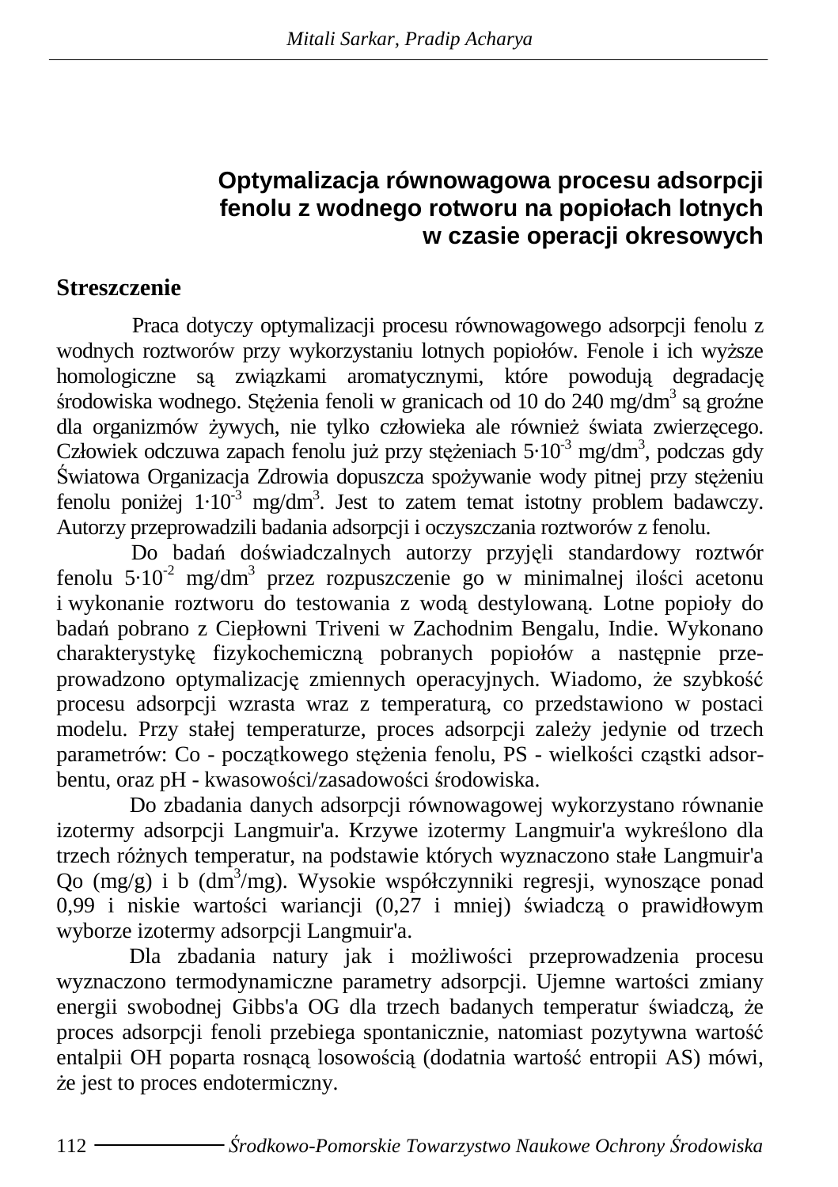## Optymalizacja równowagowa procesu adsorpcji fenolu z wodnego rotworu na popiołach lotnych w czasie operacji okresowych

### Streszczenie

Praca dotyczy optymalizacji procesu równowagowego adsorpcji fenolu z wodnych roztworów przy wykorzystaniu lotnych popiołów. Fenole i ich wyższe homologiczne są związkami aromatycznymi, które powodują degradację środowiska wodnego. Stężenia fenoli w granicach od 10 do 240 mg/dm$^3$ są groźne dla organizmów żywych, nie tylko człowieka ale również świata zwierzęcego. Człowiek odczuwa zapach fenolu już przy stężeniach $5 \cdot 10^{-3}$ mg/dm$^3$, podczas gdy Światowa Organizacja Zdrowia dopuszcza spożywanie wody pitnej przy stężeniu fenolu poniżej $1 \cdot 10^{-3}$ mg/dm$^3$. Jest to zatem temat istotny problem badawczy. Autorzy przeprowadzili badania adsorpcji i oczyszczania roztworów z fenolu.

Do badań doświadczalnych autorzy przyjęli standardowy roztwór fenolu $5 \cdot 10^{-2}$ mg/dm$^3$ przez rozpuszczenie go w minimalnej ilości acetonu i wykonanie roztworu do testowania z wodą destylowaną. Lotne popioły do badań pobrano z Ciepłowni Triveni w Zachodnim Bengalu, Indie. Wykonano charakterystykę fizykochemiczną pobranych popiołów a następnie przeprowadzono optymalizację zmiennych operacyjnych. Wiadomo, że szybkość procesu adsorpcji wzrasta wraz z temperaturą, co przedstawiono w postaci modelu. Przy stałej temperaturze, proces adsorpcji zależy jedynie od trzech parametrów: Co - początkowego stężenia fenolu, PS - wielkości cząstki adsorbentu, oraz pH - kwasowości/zasadowości środowiska.

Do zbadania danych adsorpcji równowagowej wykorzystano równanie izotermy adsorpcji Langmuir'a. Krzywe izotermy Langmuir'a wykreślono dla trzech różnych temperatur, na podstawie których wyznaczono stałe Langmuir'a Qo (mg/g) i b (dm$^3$/mg). Wysokie współczynniki regresji, wynoszące ponad 0,99 i niskie wartości wariancji (0,27 i mniej) świadczą o prawidłowym wyborze izotermy adsorpcji Langmuir'a.

Dla zbadania natury jak i możliwości przeprowadzenia procesu wyznaczono termodynamiczne parametry adsorpcji. Ujemne wartości zmiany energii swobodnej Gibbs'a OG dla trzech badanych temperatur świadczą, że proces adsorpcji fenoli przebiega spontanicznie, natomiast pozytywna wartość entalpii OH poparta rosnącą losowością (dodatnia wartość entropii AS) mówi, że jest to proces endotermiczny.